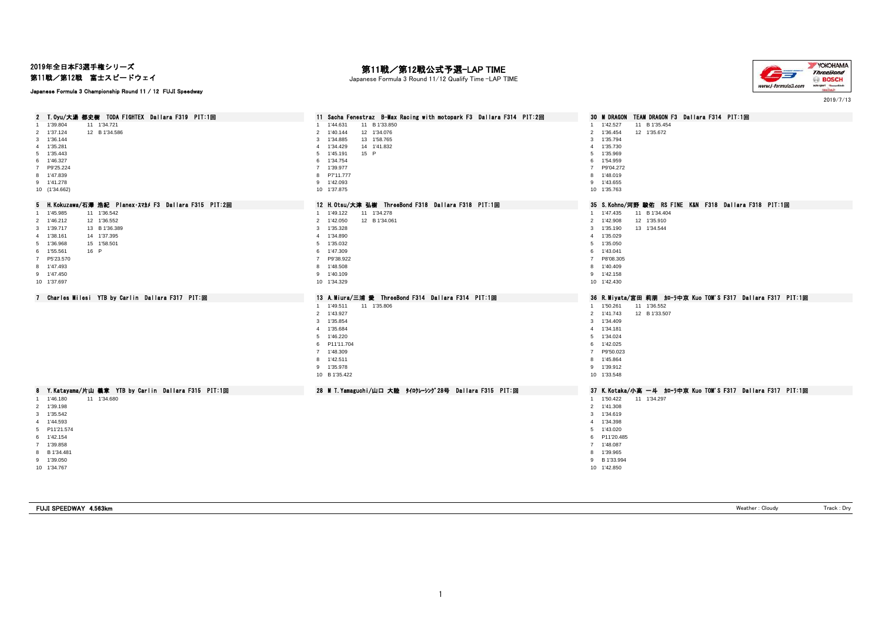2019年全日本F3選手権シリーズ
第11戦／第12戦　富士スピードウェイ

Japanese Formula 3 Championship Round 11 / 12 FUJI Speedway

# 第11戦／第12戦公式予選-LAP TIME

Japanese Formula 3 Round 11/12 Qualify Time -LAP TIME

2019/7/13

### 2 T.Oyu/大湯 都史樹　TODA FIGHTEX　Dallara F319　PIT:1回

| Lap | Time | Lap | Time |
|---|---|---|---|
| 1 | 1'39.804 | 11 | 1'34.721 |
| 2 | 1'37.124 | 12 | B 1'34.586 |
| 3 | 1'36.144 | | |
| 4 | 1'35.281 | | |
| 5 | 1'35.443 | | |
| 6 | 1'46.327 | | |
| 7 | P9'25.224 | | |
| 8 | 1'47.839 | | |
| 9 | 1'41.278 | | |
| 10 | (1'34.662) | | |

### 5 H.Kokuzawa/石澤 浩紀　Planex・ｽﾏｶﾒ F3　Dallara F315　PIT:2回

| Lap | Time | Lap | Time |
|---|---|---|---|
| 1 | 1'45.985 | 11 | 1'36.542 |
| 2 | 1'46.212 | 12 | 1'36.552 |
| 3 | 1'39.717 | 13 | B 1'36.389 |
| 4 | 1'38.161 | 14 | 1'37.395 |
| 5 | 1'36.968 | 15 | 1'58.501 |
| 6 | 1'55.561 | 16 | P |
| 7 | P5'23.570 | | |
| 8 | 1'47.493 | | |
| 9 | 1'47.450 | | |
| 10 | 1'37.697 | | |

### 7 Charles Milesi　YTB by Carlin　Dallara F317　PIT:回

### 8 Y.Katayama/片山 義章　YTB by Carlin　Dallara F315　PIT:1回

| Lap | Time | Lap | Time |
|---|---|---|---|
| 1 | 1'46.180 | 11 | 1'34.680 |
| 2 | 1'39.198 | | |
| 3 | 1'35.542 | | |
| 4 | 1'44.593 | | |
| 5 | P11'21.574 | | |
| 6 | 1'42.154 | | |
| 7 | 1'39.858 | | |
| 8 | B 1'34.481 | | |
| 9 | 1'39.050 | | |
| 10 | 1'34.767 | | |

### 11 Sacha Fenestraz　B-Max Racing with motopark F3　Dallara F314　PIT:2回

| Lap | Time | Lap | Time |
|---|---|---|---|
| 1 | 1'44.631 | 11 | B 1'33.850 |
| 2 | 1'40.144 | 12 | 1'34.076 |
| 3 | 1'34.885 | 13 | 1'58.765 |
| 4 | 1'34.429 | 14 | 1'41.832 |
| 5 | 1'45.191 | 15 | P |
| 6 | 1'34.754 | | |
| 7 | 1'39.977 | | |
| 8 | P7'11.777 | | |
| 9 | 1'42.093 | | |
| 10 | 1'37.875 | | |

### 12 H.Otsu/大津 弘樹　ThreeBond F318　Dallara F318　PIT:1回

| Lap | Time | Lap | Time |
|---|---|---|---|
| 1 | 1'49.122 | 11 | 1'34.278 |
| 2 | 1'42.050 | 12 | B 1'34.061 |
| 3 | 1'35.328 | | |
| 4 | 1'34.890 | | |
| 5 | 1'35.032 | | |
| 6 | 1'47.309 | | |
| 7 | P9'38.922 | | |
| 8 | 1'48.508 | | |
| 9 | 1'40.109 | | |
| 10 | 1'34.329 | | |

### 13 A.Miura/三浦 愛　ThreeBond F314　Dallara F314　PIT:1回

| Lap | Time | Lap | Time |
|---|---|---|---|
| 1 | 1'49.511 | 11 | 1'35.806 |
| 2 | 1'43.927 | | |
| 3 | 1'35.854 | | |
| 4 | 1'35.684 | | |
| 5 | 1'46.220 | | |
| 6 | P11'11.704 | | |
| 7 | 1'48.309 | | |
| 8 | 1'42.511 | | |
| 9 | 1'35.978 | | |
| 10 | B 1'35.422 | | |

### 28 M T.Yamaguchi/山口 大陸　ﾀｲﾛｸﾚｰｼﾝｸﾞ28号　Dallara F315　PIT:回

### 30 M DRAGON　TEAM DRAGON F3　Dallara F314　PIT:1回

| Lap | Time | Lap | Time |
|---|---|---|---|
| 1 | 1'42.527 | 11 | B 1'35.454 |
| 2 | 1'36.454 | 12 | 1'35.672 |
| 3 | 1'35.794 | | |
| 4 | 1'35.730 | | |
| 5 | 1'35.969 | | |
| 6 | 1'54.959 | | |
| 7 | P9'04.272 | | |
| 8 | 1'48.019 | | |
| 9 | 1'43.655 | | |
| 10 | 1'35.763 | | |

### 35 S.Kohno/河野 駿佑　RS FINE　K&N　F318　Dallara F318　PIT:1回

| Lap | Time | Lap | Time |
|---|---|---|---|
| 1 | 1'47.435 | 11 | B 1'34.404 |
| 2 | 1'42.908 | 12 | 1'35.910 |
| 3 | 1'35.190 | 13 | 1'34.544 |
| 4 | 1'35.029 | | |
| 5 | 1'35.050 | | |
| 6 | 1'43.041 | | |
| 7 | P8'08.305 | | |
| 8 | 1'40.409 | | |
| 9 | 1'42.158 | | |
| 10 | 1'42.430 | | |

### 36 R.Miyata/宮田 莉朋　ｶﾛｰﾗ中京 Kuo TOM'S F317　Dallara F317　PIT:1回

| Lap | Time | Lap | Time |
|---|---|---|---|
| 1 | 1'50.261 | 11 | 1'36.552 |
| 2 | 1'41.743 | 12 | B 1'33.507 |
| 3 | 1'34.409 | | |
| 4 | 1'34.181 | | |
| 5 | 1'34.024 | | |
| 6 | 1'42.025 | | |
| 7 | P9'50.023 | | |
| 8 | 1'45.864 | | |
| 9 | 1'39.912 | | |
| 10 | 1'33.548 | | |

### 37 K.Kotaka/小高 一斗　ｶﾛｰﾗ中京 Kuo TOM'S F317　Dallara F317　PIT:1回

| Lap | Time | Lap | Time |
|---|---|---|---|
| 1 | 1'50.422 | 11 | 1'34.297 |
| 2 | 1'41.308 | | |
| 3 | 1'34.619 | | |
| 4 | 1'34.398 | | |
| 5 | 1'43.020 | | |
| 6 | P11'20.485 | | |
| 7 | 1'48.087 | | |
| 8 | 1'39.965 | | |
| 9 | B 1'33.994 | | |
| 10 | 1'42.850 | | |

FUJI SPEEDWAY　4.563km　　Weather : Cloudy　　Track : Dry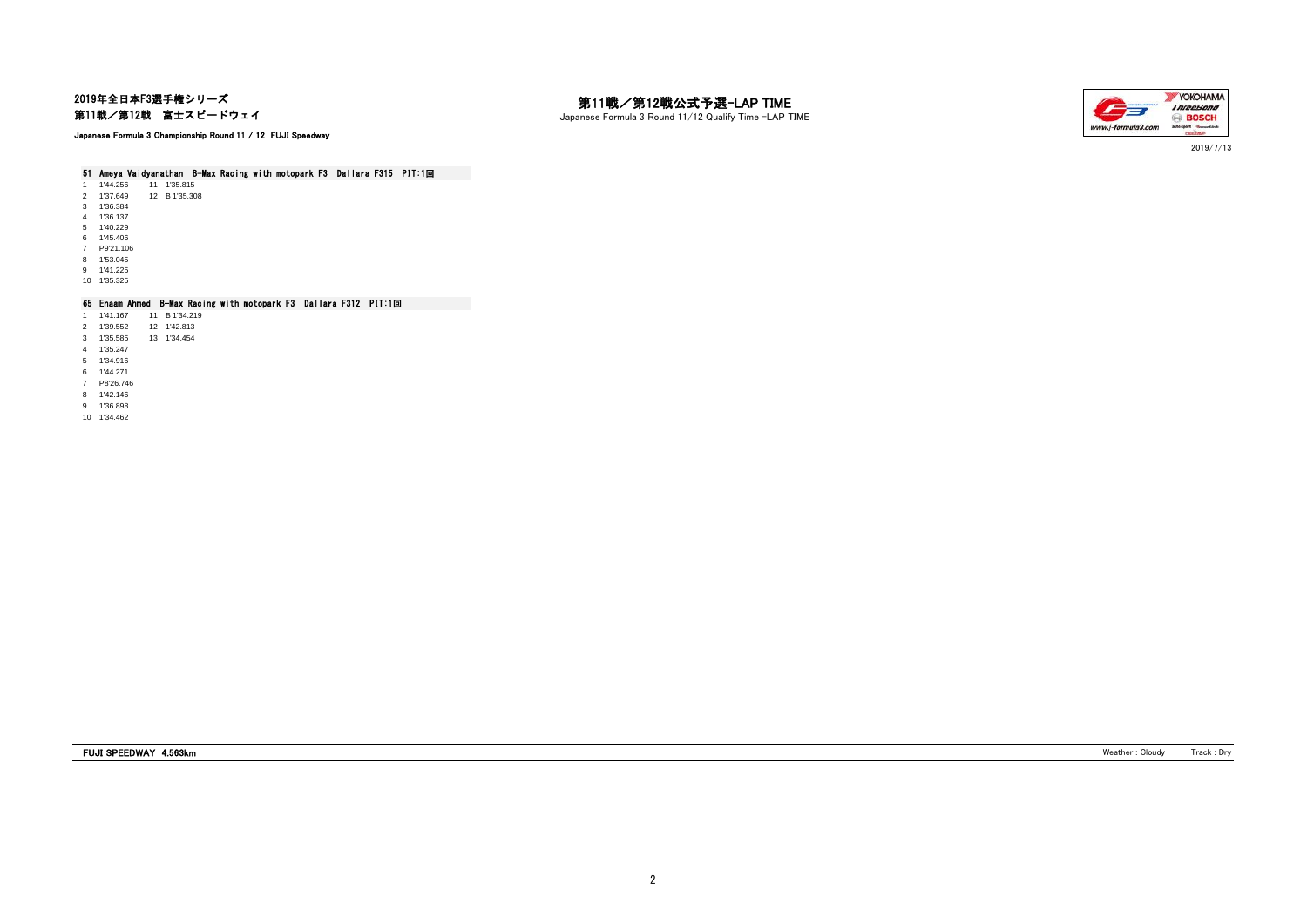2019年全日本F3選手権シリーズ
第11戦／第12戦　富士スピードウェイ

Japanese Formula 3 Championship Round 11 / 12  FUJI Speedway

# 第11戦／第12戦公式予選-LAP TIME

Japanese Formula 3 Round 11/12 Qualify Time -LAP TIME

2019/7/13

### 51  Ameya Vaidyanathan  B-Max Racing with motopark F3  Dallara F315  PIT:1回

| | | | |
|---|---|---|---|
| 1 | 1'44.256 | 11 | 1'35.815 |
| 2 | 1'37.649 | 12 | B 1'35.308 |
| 3 | 1'36.384 | | |
| 4 | 1'36.137 | | |
| 5 | 1'40.229 | | |
| 6 | 1'45.406 | | |
| 7 | P9'21.106 | | |
| 8 | 1'53.045 | | |
| 9 | 1'41.225 | | |
| 10 | 1'35.325 | | |

### 65  Enaam Ahmed  B-Max Racing with motopark F3  Dallara F312  PIT:1回

| | | | |
|---|---|---|---|
| 1 | 1'41.167 | 11 | B 1'34.219 |
| 2 | 1'39.552 | 12 | 1'42.813 |
| 3 | 1'35.585 | 13 | 1'34.454 |
| 4 | 1'35.247 | | |
| 5 | 1'34.916 | | |
| 6 | 1'44.271 | | |
| 7 | P8'26.746 | | |
| 8 | 1'42.146 | | |
| 9 | 1'36.898 | | |
| 10 | 1'34.462 | | |

FUJI SPEEDWAY  4.563km　　Weather : Cloudy　　Track : Dry